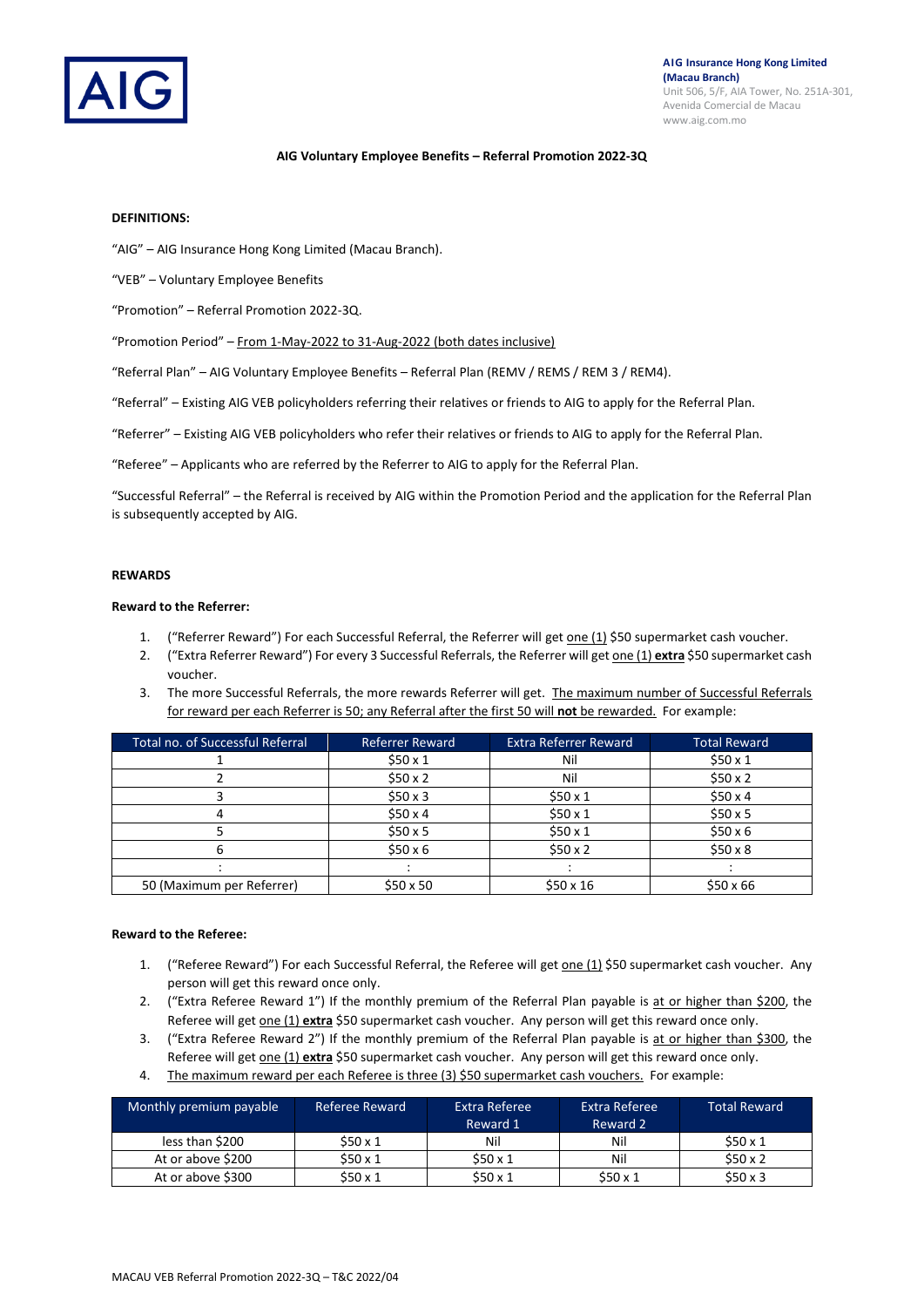AIG

**AIG Insurance Hong Kong Limited (Macau Branch)**
Unit 506, 5/F, AIA Tower, No. 251A-301,
Avenida Comercial de Macau
www.aig.com.mo

**AIG Voluntary Employee Benefits – Referral Promotion 2022-3Q**

**DEFINITIONS:**

"AIG" – AIG Insurance Hong Kong Limited (Macau Branch).

"VEB" – Voluntary Employee Benefits

"Promotion" – Referral Promotion 2022-3Q.

"Promotion Period" – From 1-May-2022 to 31-Aug-2022 (both dates inclusive)

"Referral Plan" – AIG Voluntary Employee Benefits – Referral Plan (REMV / REMS / REM 3 / REM4).

"Referral" – Existing AIG VEB policyholders referring their relatives or friends to AIG to apply for the Referral Plan.

"Referrer" – Existing AIG VEB policyholders who refer their relatives or friends to AIG to apply for the Referral Plan.

"Referee" – Applicants who are referred by the Referrer to AIG to apply for the Referral Plan.

"Successful Referral" – the Referral is received by AIG within the Promotion Period and the application for the Referral Plan is subsequently accepted by AIG.

**REWARDS**

**Reward to the Referrer:**

1. ("Referrer Reward") For each Successful Referral, the Referrer will get one (1) $50 supermarket cash voucher.
2. ("Extra Referrer Reward") For every 3 Successful Referrals, the Referrer will get one (1) **extra** $50 supermarket cash voucher.
3. The more Successful Referrals, the more rewards Referrer will get. The maximum number of Successful Referrals for reward per each Referrer is 50; any Referral after the first 50 will **not** be rewarded. For example:

| Total no. of Successful Referral | Referrer Reward | Extra Referrer Reward | Total Reward |
|---|---|---|---|
| 1 | $50 x 1 | Nil | $50 x 1 |
| 2 | $50 x 2 | Nil | $50 x 2 |
| 3 | $50 x 3 | $50 x 1 | $50 x 4 |
| 4 | $50 x 4 | $50 x 1 | $50 x 5 |
| 5 | $50 x 5 | $50 x 1 | $50 x 6 |
| 6 | $50 x 6 | $50 x 2 | $50 x 8 |
| : | : | : | : |
| 50 (Maximum per Referrer) | $50 x 50 | $50 x 16 | $50 x 66 |

**Reward to the Referee:**

1. ("Referee Reward") For each Successful Referral, the Referee will get one (1) $50 supermarket cash voucher. Any person will get this reward once only.
2. ("Extra Referee Reward 1") If the monthly premium of the Referral Plan payable is at or higher than $200, the Referee will get one (1) **extra** $50 supermarket cash voucher. Any person will get this reward once only.
3. ("Extra Referee Reward 2") If the monthly premium of the Referral Plan payable is at or higher than $300, the Referee will get one (1) **extra** $50 supermarket cash voucher. Any person will get this reward once only.
4. The maximum reward per each Referee is three (3) $50 supermarket cash vouchers. For example:

| Monthly premium payable | Referee Reward | Extra Referee Reward 1 | Extra Referee Reward 2 | Total Reward |
|---|---|---|---|---|
| less than $200 | $50 x 1 | Nil | Nil | $50 x 1 |
| At or above $200 | $50 x 1 | $50 x 1 | Nil | $50 x 2 |
| At or above $300 | $50 x 1 | $50 x 1 | $50 x 1 | $50 x 3 |

MACAU VEB Referral Promotion 2022-3Q – T&C 2022/04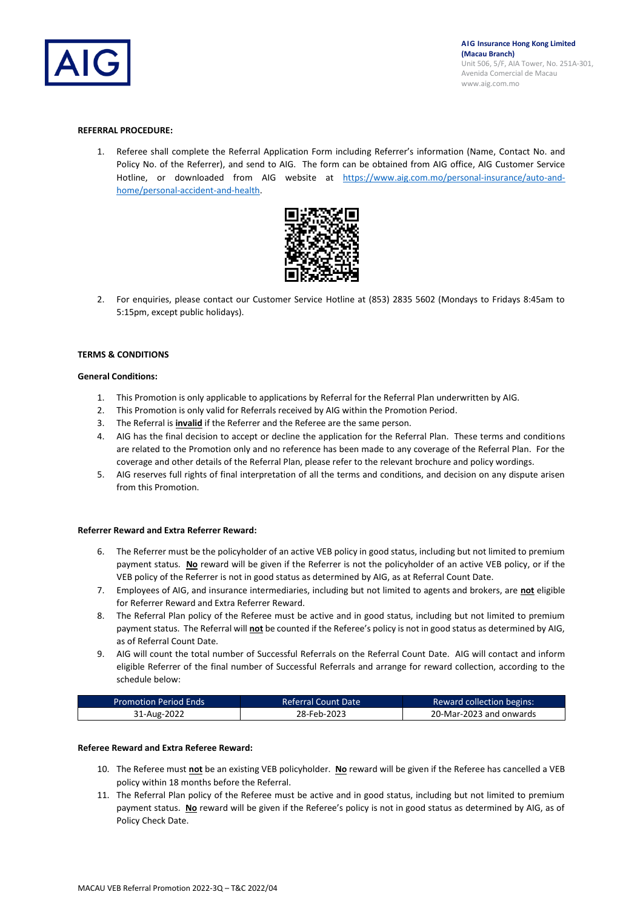**REFERRAL PROCEDURE:**

1. Referee shall complete the Referral Application Form including Referrer's information (Name, Contact No. and Policy No. of the Referrer), and send to AIG. The form can be obtained from AIG office, AIG Customer Service Hotline, or downloaded from AIG website at [https://www.aig.com.mo/personal-insurance/auto-and-home/personal-accident-and-health](https://www.aig.com.mo/personal-insurance/auto-and-home/personal-accident-and-health).
2. For enquiries, please contact our Customer Service Hotline at (853) 2835 5602 (Mondays to Fridays 8:45am to 5:15pm, except public holidays).

**TERMS & CONDITIONS**

**General Conditions:**

1. This Promotion is only applicable to applications by Referral for the Referral Plan underwritten by AIG.
2. This Promotion is only valid for Referrals received by AIG within the Promotion Period.
3. The Referral is **invalid** if the Referrer and the Referee are the same person.
4. AIG has the final decision to accept or decline the application for the Referral Plan. These terms and conditions are related to the Promotion only and no reference has been made to any coverage of the Referral Plan. For the coverage and other details of the Referral Plan, please refer to the relevant brochure and policy wordings.
5. AIG reserves full rights of final interpretation of all the terms and conditions, and decision on any dispute arisen from this Promotion.

**Referrer Reward and Extra Referrer Reward:**

6. The Referrer must be the policyholder of an active VEB policy in good status, including but not limited to premium payment status. **No** reward will be given if the Referrer is not the policyholder of an active VEB policy, or if the VEB policy of the Referrer is not in good status as determined by AIG, as at Referral Count Date.
7. Employees of AIG, and insurance intermediaries, including but not limited to agents and brokers, are **not** eligible for Referrer Reward and Extra Referrer Reward.
8. The Referral Plan policy of the Referee must be active and in good status, including but not limited to premium payment status. The Referral will **not** be counted if the Referee's policy is not in good status as determined by AIG, as of Referral Count Date.
9. AIG will count the total number of Successful Referrals on the Referral Count Date. AIG will contact and inform eligible Referrer of the final number of Successful Referrals and arrange for reward collection, according to the schedule below:

| Promotion Period Ends | Referral Count Date | Reward collection begins: |
|---|---|---|
| 31-Aug-2022 | 28-Feb-2023 | 20-Mar-2023 and onwards |

**Referee Reward and Extra Referee Reward:**

10. The Referee must **not** be an existing VEB policyholder. **No** reward will be given if the Referee has cancelled a VEB policy within 18 months before the Referral.
11. The Referral Plan policy of the Referee must be active and in good status, including but not limited to premium payment status. **No** reward will be given if the Referee's policy is not in good status as determined by AIG, as of Policy Check Date.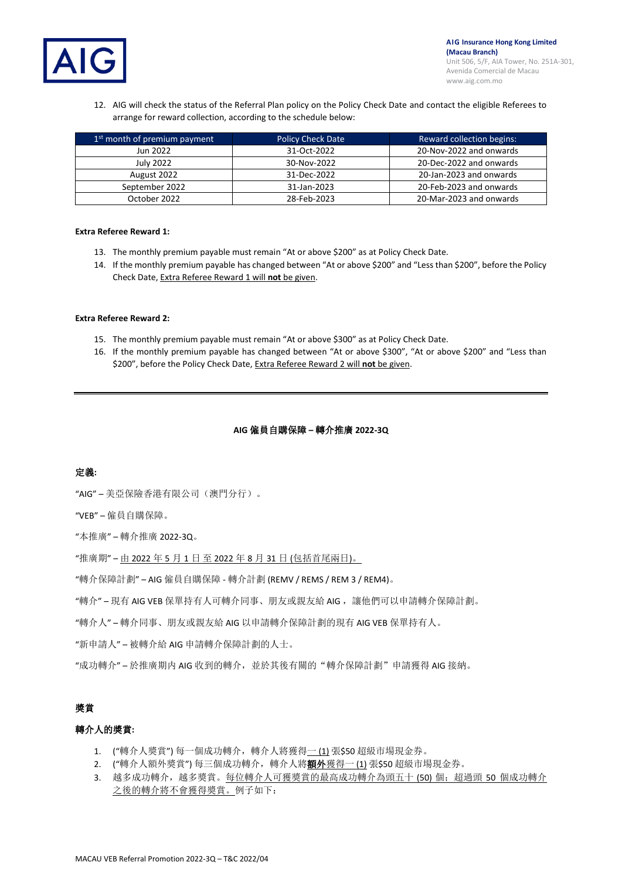12. AIG will check the status of the Referral Plan policy on the Policy Check Date and contact the eligible Referees to arrange for reward collection, according to the schedule below:

| 1st month of premium payment | Policy Check Date | Reward collection begins: |
|---|---|---|
| Jun 2022 | 31-Oct-2022 | 20-Nov-2022 and onwards |
| July 2022 | 30-Nov-2022 | 20-Dec-2022 and onwards |
| August 2022 | 31-Dec-2022 | 20-Jan-2023 and onwards |
| September 2022 | 31-Jan-2023 | 20-Feb-2023 and onwards |
| October 2022 | 28-Feb-2023 | 20-Mar-2023 and onwards |

**Extra Referee Reward 1:**

13. The monthly premium payable must remain "At or above $200" as at Policy Check Date.
14. If the monthly premium payable has changed between "At or above $200" and "Less than $200", before the Policy Check Date, Extra Referee Reward 1 will **not** be given.

**Extra Referee Reward 2:**

15. The monthly premium payable must remain "At or above $300" as at Policy Check Date.
16. If the monthly premium payable has changed between "At or above $300", "At or above $200" and "Less than $200", before the Policy Check Date, Extra Referee Reward 2 will **not** be given.

---

**AIG 僱員自購保障 – 轉介推廣 2022-3Q**

**定義:**

"AIG" – 美亞保險香港有限公司（澳門分行）。

"VEB" – 僱員自購保障。

"本推廣" – 轉介推廣 2022-3Q。

"推廣期" – 由 2022 年 5 月 1 日 至 2022 年 8 月 31 日 (包括首尾兩日)。

"轉介保障計劃" – AIG 僱員自購保障 - 轉介計劃 (REMV / REMS / REM 3 / REM4)。

"轉介" – 現有 AIG VEB 保單持有人可轉介同事、朋友或親友給 AIG， 讓他們可以申請轉介保障計劃。

"轉介人" – 轉介同事、朋友或親友給 AIG 以申請轉介保障計劃的現有 AIG VEB 保單持有人。

"新申請人" – 被轉介給 AIG 申請轉介保障計劃的人士。

"成功轉介" – 於推廣期內 AIG 收到的轉介，並於其後有關的 "轉介保障計劃" 申請獲得 AIG 接納。

**獎賞**

**轉介人的獎賞:**

1. ("轉介人獎賞") 每一個成功轉介，轉介人將獲得一 (1) 張$50 超級市場現金券。
2. ("轉介人額外獎賞") 每三個成功轉介，轉介人將**額外**獲得一 (1) 張$50 超級市場現金券。
3. 越多成功轉介，越多獎賞。每位轉介人可獲獎賞的最高成功轉介為頭五十 (50) 個；超過頭 50 個成功轉介之後的轉介將不會獲得獎賞。例子如下：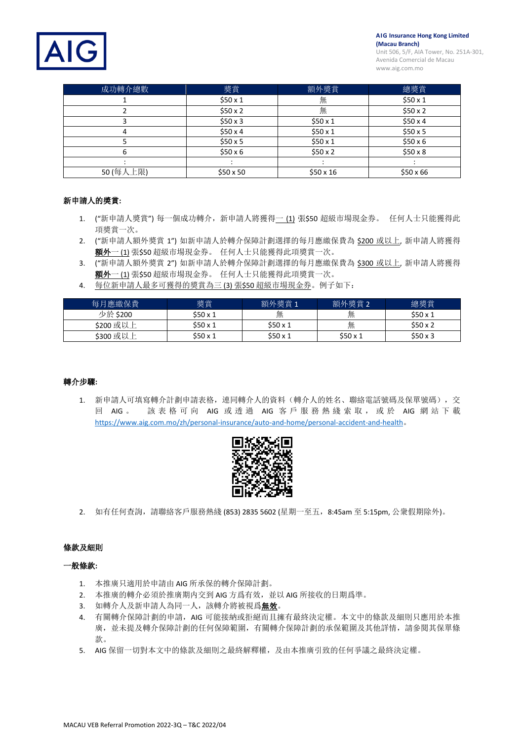| 成功轉介總數 | 獎賞 | 額外獎賞 | 總獎賞 |
|---|---|---|---|
| 1 | $50 x 1 | 無 | $50 x 1 |
| 2 | $50 x 2 | 無 | $50 x 2 |
| 3 | $50 x 3 | $50 x 1 | $50 x 4 |
| 4 | $50 x 4 | $50 x 1 | $50 x 5 |
| 5 | $50 x 5 | $50 x 1 | $50 x 6 |
| 6 | $50 x 6 | $50 x 2 | $50 x 8 |
| : | : | : | : |
| 50 (每人上限) | $50 x 50 | $50 x 16 | $50 x 66 |

**新申請人的獎賞:**

1. ("新申請人獎賞") 每一個成功轉介，新申請人將獲得一 (1) 張$50 超級市場現金券。 任何人士只能獲得此項獎賞一次。
2. ("新申請人額外獎賞 1") 如新申請人於轉介保障計劃選擇的每月應繳保費為 $200 或以上, 新申請人將獲得**額外**一 (1) 張$50 超級市場現金券。 任何人士只能獲得此項獎賞一次。
3. ("新申請人額外獎賞 2") 如新申請人於轉介保障計劃選擇的每月應繳保費為 $300 或以上, 新申請人將獲得**額外**一 (1) 張$50 超級市場現金券。 任何人士只能獲得此項獎賞一次。
4. 每位新申請人最多可獲得的獎賞為三 (3) 張$50 超級市場現金券。例子如下：

| 每月應繳保費 | 獎賞 | 額外獎賞 1 | 額外獎賞 2 | 總獎賞 |
|---|---|---|---|---|
| 少於 $200 | $50 x 1 | 無 | 無 | $50 x 1 |
| $200 或以上 | $50 x 1 | $50 x 1 | 無 | $50 x 2 |
| $300 或以上 | $50 x 1 | $50 x 1 | $50 x 1 | $50 x 3 |

**轉介步驟:**

1. 新申請人可填寫轉介計劃申請表格，連同轉介人的資料（轉介人的姓名、聯絡電話號碼及保單號碼），交回 AIG。 該表格可向 AIG 或透過 AIG 客戶服務熱綫索取，或於 AIG 網站下載 https://www.aig.com.mo/zh/personal-insurance/auto-and-home/personal-accident-and-health。
2. 如有任何查詢，請聯絡客戶服務熱綫 (853) 2835 5602 (星期一至五，8:45am 至 5:15pm, 公衆假期除外)。

**條款及細則**

**一般條款:**

1. 本推廣只適用於申請由 AIG 所承保的轉介保障計劃。
2. 本推廣的轉介必須於推廣期內交到 AIG 方爲有效，並以 AIG 所接收的日期爲準。
3. 如轉介人及新申請人為同一人，該轉介將被視爲**無效**。
4. 有關轉介保障計劃的申請，AIG 可能接納或拒絕而且擁有最終決定權。本文中的條款及細則只應用於本推廣，並未提及轉介保障計劃的任何保障範圍，有關轉介保障計劃的承保範圍及其他詳情，請參閱其保單條款。
5. AIG 保留一切對本文中的條款及細則之最終解釋權，及由本推廣引致的任何爭議之最終決定權。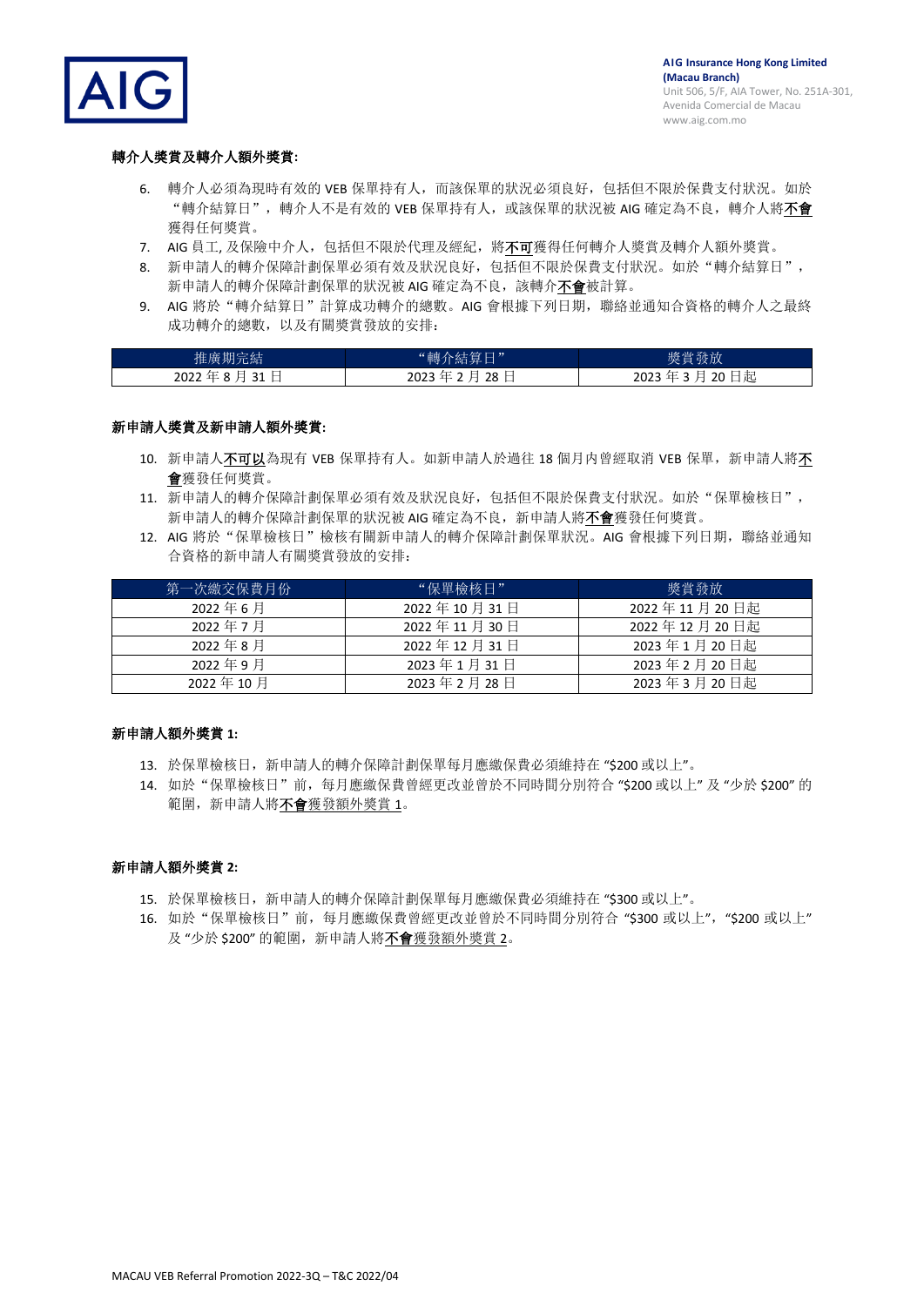AIG Insurance Hong Kong Limited
(Macau Branch)
Unit 506, 5/F, AIA Tower, No. 251A-301,
Avenida Comercial de Macau
www.aig.com.mo

**轉介人獎賞及轉介人額外獎賞:**

6. 轉介人必須為現時有效的 VEB 保單持有人，而該保單的狀況必須良好，包括但不限於保費支付狀況。如於"轉介結算日"，轉介人不是有效的 VEB 保單持有人，或該保單的狀況被 AIG 確定為不良，轉介人將<u>不會</u>獲得任何獎賞。
7. AIG 員工, 及保險中介人，包括但不限於代理及經紀，將<u>不可</u>獲得任何轉介人獎賞及轉介人額外獎賞。
8. 新申請人的轉介保障計劃保單必須有效及狀況良好，包括但不限於保費支付狀況。如於"轉介結算日"，新申請人的轉介保障計劃保單的狀況被 AIG 確定為不良，該轉介<u>不會</u>被計算。
9. AIG 將於"轉介結算日"計算成功轉介的總數。AIG 會根據下列日期，聯絡並通知合資格的轉介人之最終成功轉介的總數，以及有關獎賞發放的安排：

| 推廣期完結 | "轉介結算日" | 獎賞發放 |
|---|---|---|
| 2022 年 8 月 31 日 | 2023 年 2 月 28 日 | 2023 年 3 月 20 日起 |

**新申請人獎賞及新申請人額外獎賞:**

10. 新申請人<u>不可以</u>為現有 VEB 保單持有人。如新申請人於過往 18 個月內曾經取消 VEB 保單，新申請人將<u>不會</u>獲發任何獎賞。
11. 新申請人的轉介保障計劃保單必須有效及狀況良好，包括但不限於保費支付狀況。如於"保單檢核日"，新申請人的轉介保障計劃保單的狀況被 AIG 確定為不良，新申請人將<u>不會</u>獲發任何獎賞。
12. AIG 將於"保單檢核日"檢核有關新申請人的轉介保障計劃保單狀況。AIG 會根據下列日期，聯絡並通知合資格的新申請人有關獎賞發放的安排：

| 第一次繳交保費月份 | "保單檢核日" | 獎賞發放 |
|---|---|---|
| 2022 年 6 月 | 2022 年 10 月 31 日 | 2022 年 11 月 20 日起 |
| 2022 年 7 月 | 2022 年 11 月 30 日 | 2022 年 12 月 20 日起 |
| 2022 年 8 月 | 2022 年 12 月 31 日 | 2023 年 1 月 20 日起 |
| 2022 年 9 月 | 2023 年 1 月 31 日 | 2023 年 2 月 20 日起 |
| 2022 年 10 月 | 2023 年 2 月 28 日 | 2023 年 3 月 20 日起 |

**新申請人額外獎賞 1:**

13. 於保單檢核日，新申請人的轉介保障計劃保單每月應繳保費必須維持在 "$200 或以上"。
14. 如於"保單檢核日"前，每月應繳保費曾經更改並曾於不同時間分別符合 "$200 或以上" 及 "少於 $200" 的範圍，新申請人將<u>不會</u>獲發額外獎賞 1。

**新申請人額外獎賞 2:**

15. 於保單檢核日，新申請人的轉介保障計劃保單每月應繳保費必須維持在 "$300 或以上"。
16. 如於"保單檢核日"前，每月應繳保費曾經更改並曾於不同時間分別符合 "$300 或以上", "$200 或以上" 及 "少於 $200" 的範圍，新申請人將<u>不會</u>獲發額外獎賞 2。

MACAU VEB Referral Promotion 2022-3Q – T&C 2022/04